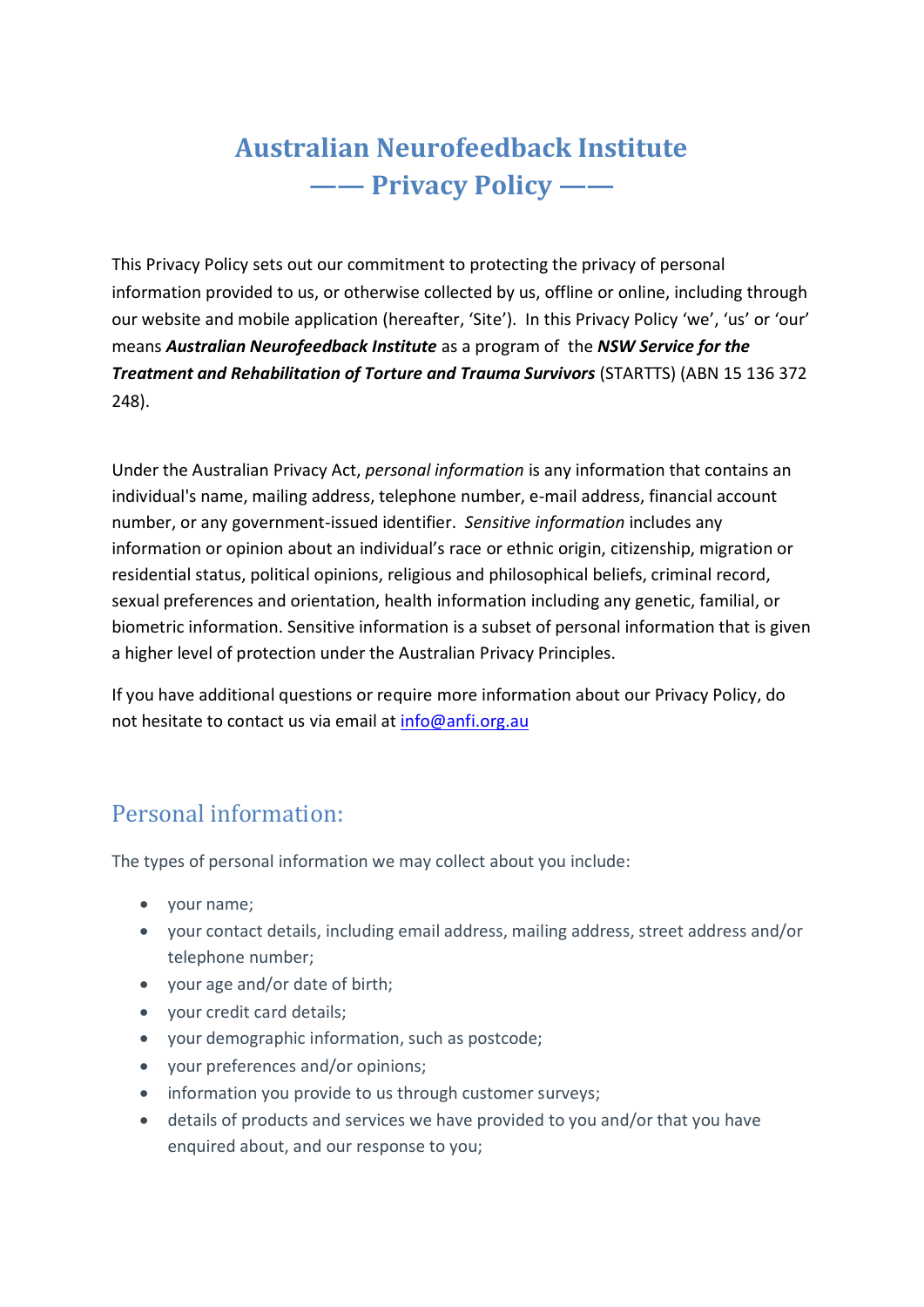# Australian Neurofeedback Institute
# —— Privacy Policy ——

This Privacy Policy sets out our commitment to protecting the privacy of personal information provided to us, or otherwise collected by us, offline or online, including through our website and mobile application (hereafter, 'Site'). In this Privacy Policy 'we', 'us' or 'our' means ***Australian Neurofeedback Institute*** as a program of the ***NSW Service for the Treatment and Rehabilitation of Torture and Trauma Survivors*** (STARTTS) (ABN 15 136 372 248).

Under the Australian Privacy Act, *personal information* is any information that contains an individual's name, mailing address, telephone number, e-mail address, financial account number, or any government-issued identifier. *Sensitive information* includes any information or opinion about an individual's race or ethnic origin, citizenship, migration or residential status, political opinions, religious and philosophical beliefs, criminal record, sexual preferences and orientation, health information including any genetic, familial, or biometric information. Sensitive information is a subset of personal information that is given a higher level of protection under the Australian Privacy Principles.

If you have additional questions or require more information about our Privacy Policy, do not hesitate to contact us via email at [info@anfi.org.au](mailto:info@anfi.org.au)

## Personal information:

The types of personal information we may collect about you include:

- your name;
- your contact details, including email address, mailing address, street address and/or telephone number;
- your age and/or date of birth;
- your credit card details;
- your demographic information, such as postcode;
- your preferences and/or opinions;
- information you provide to us through customer surveys;
- details of products and services we have provided to you and/or that you have enquired about, and our response to you;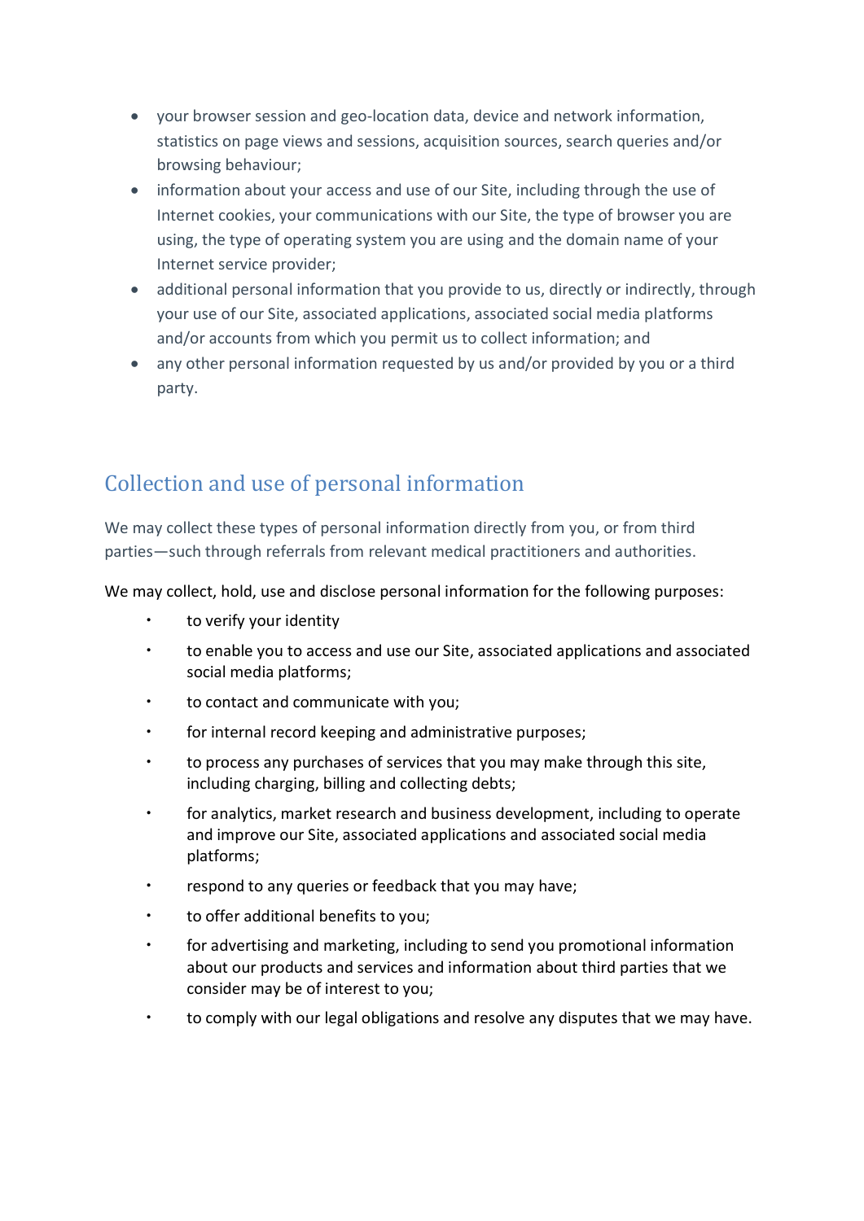- your browser session and geo-location data, device and network information, statistics on page views and sessions, acquisition sources, search queries and/or browsing behaviour;
- information about your access and use of our Site, including through the use of Internet cookies, your communications with our Site, the type of browser you are using, the type of operating system you are using and the domain name of your Internet service provider;
- additional personal information that you provide to us, directly or indirectly, through your use of our Site, associated applications, associated social media platforms and/or accounts from which you permit us to collect information; and
- any other personal information requested by us and/or provided by you or a third party.

## Collection and use of personal information

We may collect these types of personal information directly from you, or from third parties—such through referrals from relevant medical practitioners and authorities.

We may collect, hold, use and disclose personal information for the following purposes:

- to verify your identity
- to enable you to access and use our Site, associated applications and associated social media platforms;
- to contact and communicate with you;
- for internal record keeping and administrative purposes;
- to process any purchases of services that you may make through this site, including charging, billing and collecting debts;
- for analytics, market research and business development, including to operate and improve our Site, associated applications and associated social media platforms;
- respond to any queries or feedback that you may have;
- to offer additional benefits to you;
- for advertising and marketing, including to send you promotional information about our products and services and information about third parties that we consider may be of interest to you;
- to comply with our legal obligations and resolve any disputes that we may have.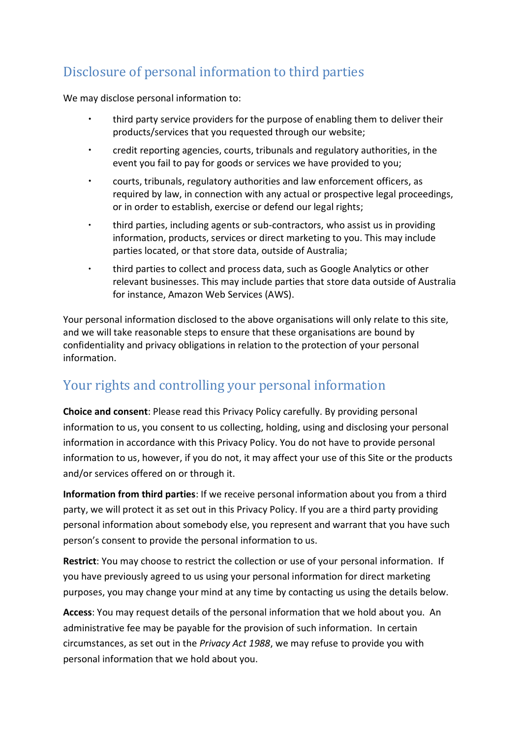## Disclosure of personal information to third parties

We may disclose personal information to:

- third party service providers for the purpose of enabling them to deliver their products/services that you requested through our website;
- credit reporting agencies, courts, tribunals and regulatory authorities, in the event you fail to pay for goods or services we have provided to you;
- courts, tribunals, regulatory authorities and law enforcement officers, as required by law, in connection with any actual or prospective legal proceedings, or in order to establish, exercise or defend our legal rights;
- third parties, including agents or sub-contractors, who assist us in providing information, products, services or direct marketing to you. This may include parties located, or that store data, outside of Australia;
- third parties to collect and process data, such as Google Analytics or other relevant businesses. This may include parties that store data outside of Australia for instance, Amazon Web Services (AWS).

Your personal information disclosed to the above organisations will only relate to this site, and we will take reasonable steps to ensure that these organisations are bound by confidentiality and privacy obligations in relation to the protection of your personal information.

## Your rights and controlling your personal information

**Choice and consent**: Please read this Privacy Policy carefully. By providing personal information to us, you consent to us collecting, holding, using and disclosing your personal information in accordance with this Privacy Policy. You do not have to provide personal information to us, however, if you do not, it may affect your use of this Site or the products and/or services offered on or through it.

**Information from third parties**: If we receive personal information about you from a third party, we will protect it as set out in this Privacy Policy. If you are a third party providing personal information about somebody else, you represent and warrant that you have such person's consent to provide the personal information to us.

**Restrict**: You may choose to restrict the collection or use of your personal information. If you have previously agreed to us using your personal information for direct marketing purposes, you may change your mind at any time by contacting us using the details below.

**Access**: You may request details of the personal information that we hold about you. An administrative fee may be payable for the provision of such information. In certain circumstances, as set out in the *Privacy Act 1988*, we may refuse to provide you with personal information that we hold about you.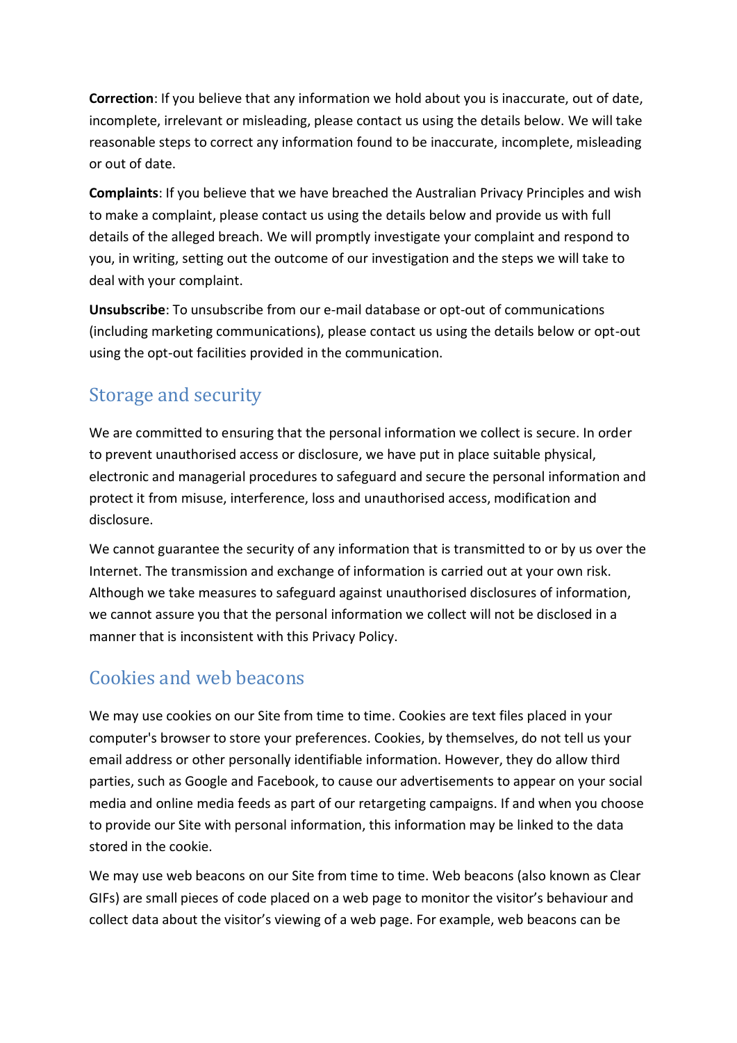**Correction**: If you believe that any information we hold about you is inaccurate, out of date, incomplete, irrelevant or misleading, please contact us using the details below. We will take reasonable steps to correct any information found to be inaccurate, incomplete, misleading or out of date.

**Complaints**: If you believe that we have breached the Australian Privacy Principles and wish to make a complaint, please contact us using the details below and provide us with full details of the alleged breach. We will promptly investigate your complaint and respond to you, in writing, setting out the outcome of our investigation and the steps we will take to deal with your complaint.

**Unsubscribe**: To unsubscribe from our e-mail database or opt-out of communications (including marketing communications), please contact us using the details below or opt-out using the opt-out facilities provided in the communication.

## Storage and security

We are committed to ensuring that the personal information we collect is secure. In order to prevent unauthorised access or disclosure, we have put in place suitable physical, electronic and managerial procedures to safeguard and secure the personal information and protect it from misuse, interference, loss and unauthorised access, modification and disclosure.

We cannot guarantee the security of any information that is transmitted to or by us over the Internet. The transmission and exchange of information is carried out at your own risk. Although we take measures to safeguard against unauthorised disclosures of information, we cannot assure you that the personal information we collect will not be disclosed in a manner that is inconsistent with this Privacy Policy.

## Cookies and web beacons

We may use cookies on our Site from time to time. Cookies are text files placed in your computer's browser to store your preferences. Cookies, by themselves, do not tell us your email address or other personally identifiable information. However, they do allow third parties, such as Google and Facebook, to cause our advertisements to appear on your social media and online media feeds as part of our retargeting campaigns. If and when you choose to provide our Site with personal information, this information may be linked to the data stored in the cookie.

We may use web beacons on our Site from time to time. Web beacons (also known as Clear GIFs) are small pieces of code placed on a web page to monitor the visitor's behaviour and collect data about the visitor's viewing of a web page. For example, web beacons can be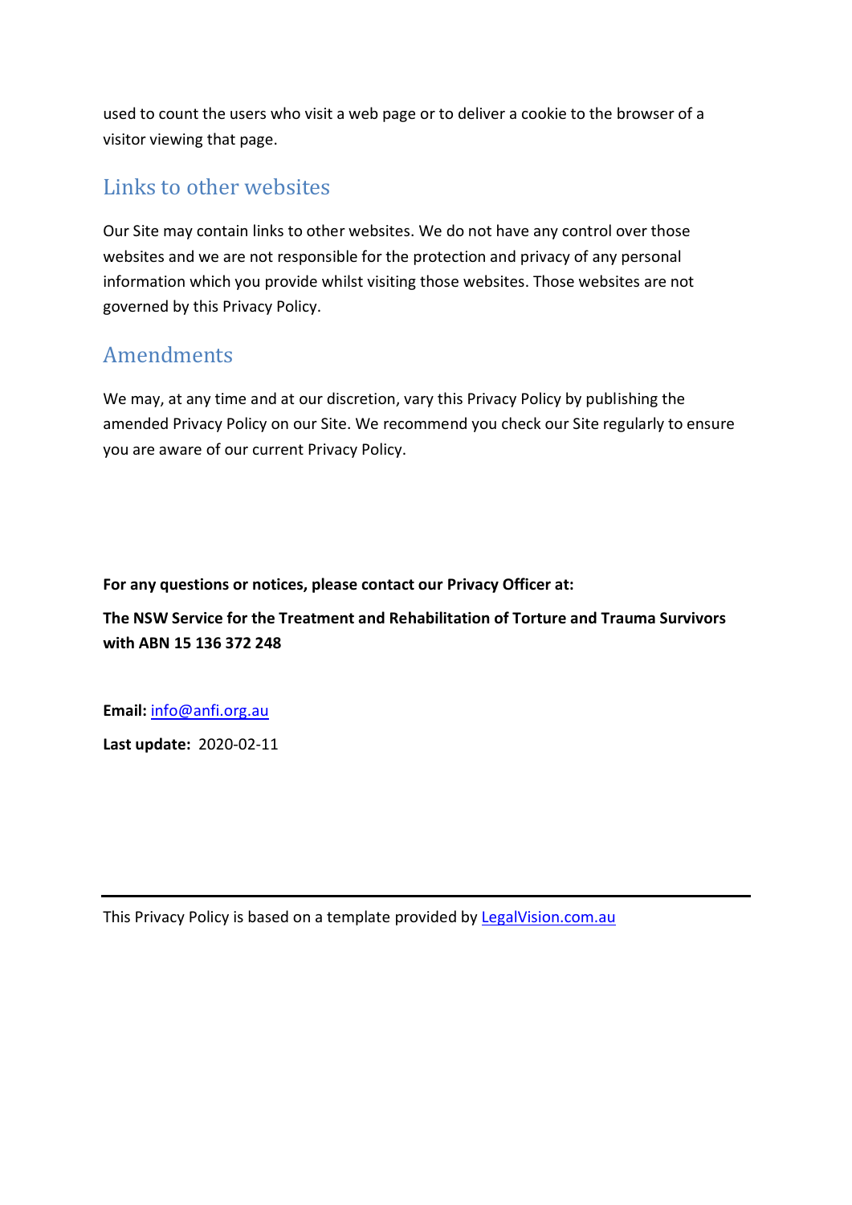used to count the users who visit a web page or to deliver a cookie to the browser of a visitor viewing that page.

## Links to other websites

Our Site may contain links to other websites. We do not have any control over those websites and we are not responsible for the protection and privacy of any personal information which you provide whilst visiting those websites. Those websites are not governed by this Privacy Policy.

## Amendments

We may, at any time and at our discretion, vary this Privacy Policy by publishing the amended Privacy Policy on our Site. We recommend you check our Site regularly to ensure you are aware of our current Privacy Policy.

**For any questions or notices, please contact our Privacy Officer at:**

**The NSW Service for the Treatment and Rehabilitation of Torture and Trauma Survivors with ABN 15 136 372 248**

**Email:** info@anfi.org.au

**Last update:** 2020-02-11

---

This Privacy Policy is based on a template provided by LegalVision.com.au